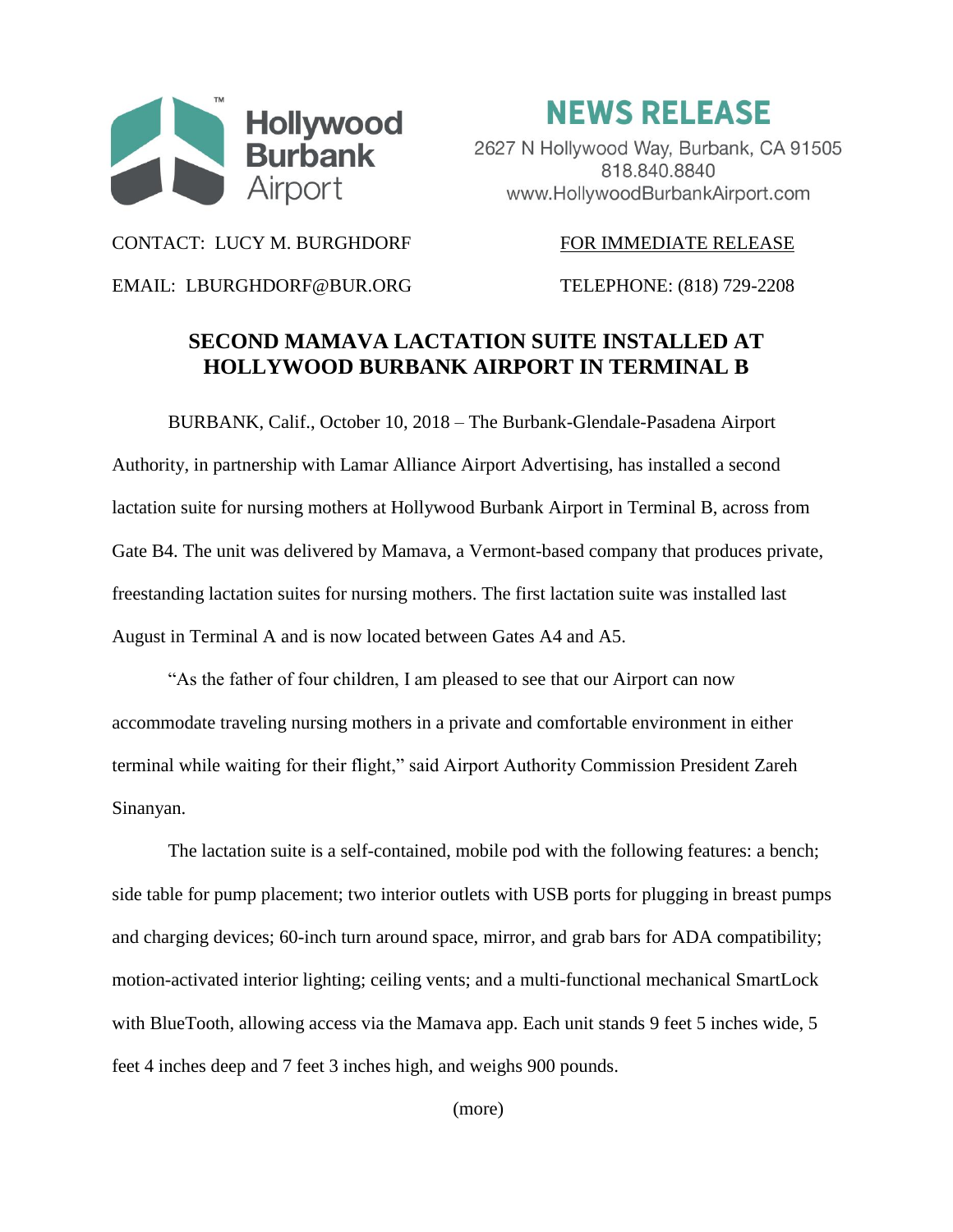Hollywood Burbank Airport

# NEWS RELEASE

2627 N Hollywood Way, Burbank, CA 91505
818.840.8840
www.HollywoodBurbankAirport.com

CONTACT: LUCY M. BURGHDORF — FOR IMMEDIATE RELEASE

EMAIL: LBURGHDORF@BUR.ORG — TELEPHONE: (818) 729-2208

## SECOND MAMAVA LACTATION SUITE INSTALLED AT HOLLYWOOD BURBANK AIRPORT IN TERMINAL B

BURBANK, Calif., October 10, 2018 – The Burbank-Glendale-Pasadena Airport Authority, in partnership with Lamar Alliance Airport Advertising, has installed a second lactation suite for nursing mothers at Hollywood Burbank Airport in Terminal B, across from Gate B4. The unit was delivered by Mamava, a Vermont-based company that produces private, freestanding lactation suites for nursing mothers. The first lactation suite was installed last August in Terminal A and is now located between Gates A4 and A5.

"As the father of four children, I am pleased to see that our Airport can now accommodate traveling nursing mothers in a private and comfortable environment in either terminal while waiting for their flight," said Airport Authority Commission President Zareh Sinanyan.

The lactation suite is a self-contained, mobile pod with the following features: a bench; side table for pump placement; two interior outlets with USB ports for plugging in breast pumps and charging devices; 60-inch turn around space, mirror, and grab bars for ADA compatibility; motion-activated interior lighting; ceiling vents; and a multi-functional mechanical SmartLock with BlueTooth, allowing access via the Mamava app. Each unit stands 9 feet 5 inches wide, 5 feet 4 inches deep and 7 feet 3 inches high, and weighs 900 pounds.

(more)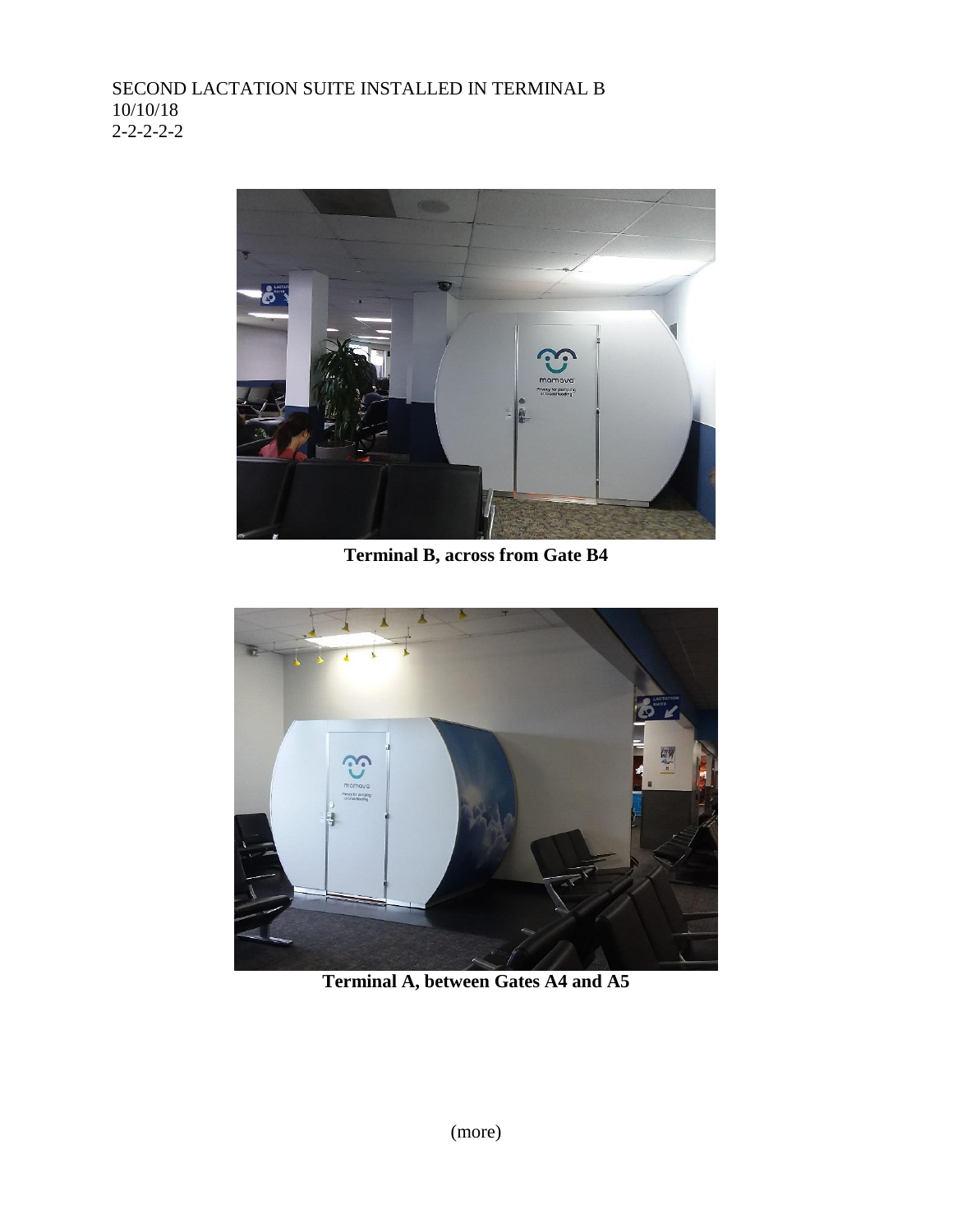**Terminal B, across from Gate B4**

**Terminal A, between Gates A4 and A5**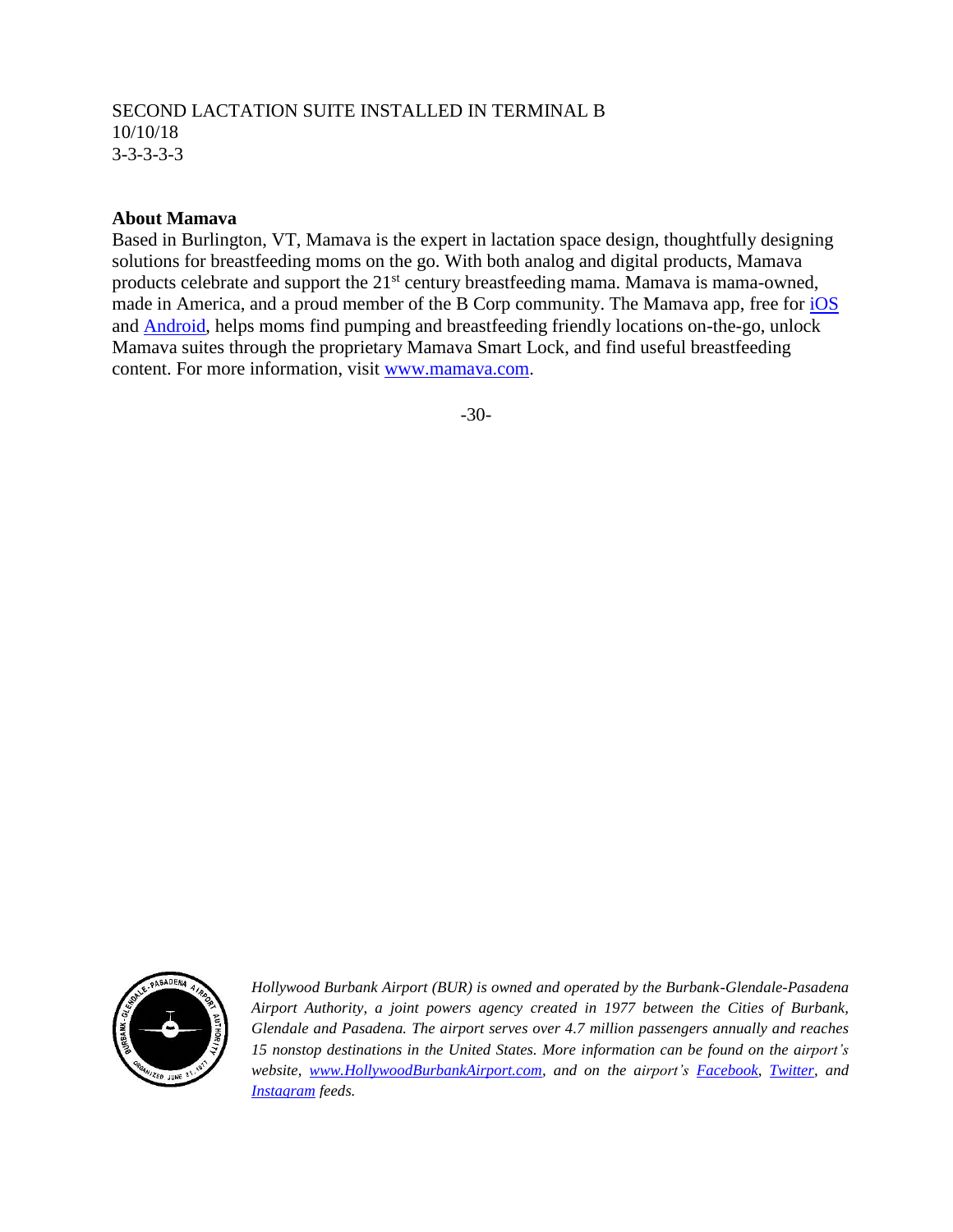SECOND LACTATION SUITE INSTALLED IN TERMINAL B
10/10/18
3-3-3-3-3

**About Mamava**

Based in Burlington, VT, Mamava is the expert in lactation space design, thoughtfully designing solutions for breastfeeding moms on the go. With both analog and digital products, Mamava products celebrate and support the 21st century breastfeeding mama. Mamava is mama-owned, made in America, and a proud member of the B Corp community. The Mamava app, free for iOS and Android, helps moms find pumping and breastfeeding friendly locations on-the-go, unlock Mamava suites through the proprietary Mamava Smart Lock, and find useful breastfeeding content. For more information, visit www.mamava.com.

-30-

*Hollywood Burbank Airport (BUR) is owned and operated by the Burbank-Glendale-Pasadena Airport Authority, a joint powers agency created in 1977 between the Cities of Burbank, Glendale and Pasadena. The airport serves over 4.7 million passengers annually and reaches 15 nonstop destinations in the United States. More information can be found on the airport's website, www.HollywoodBurbankAirport.com, and on the airport's Facebook, Twitter, and Instagram feeds.*